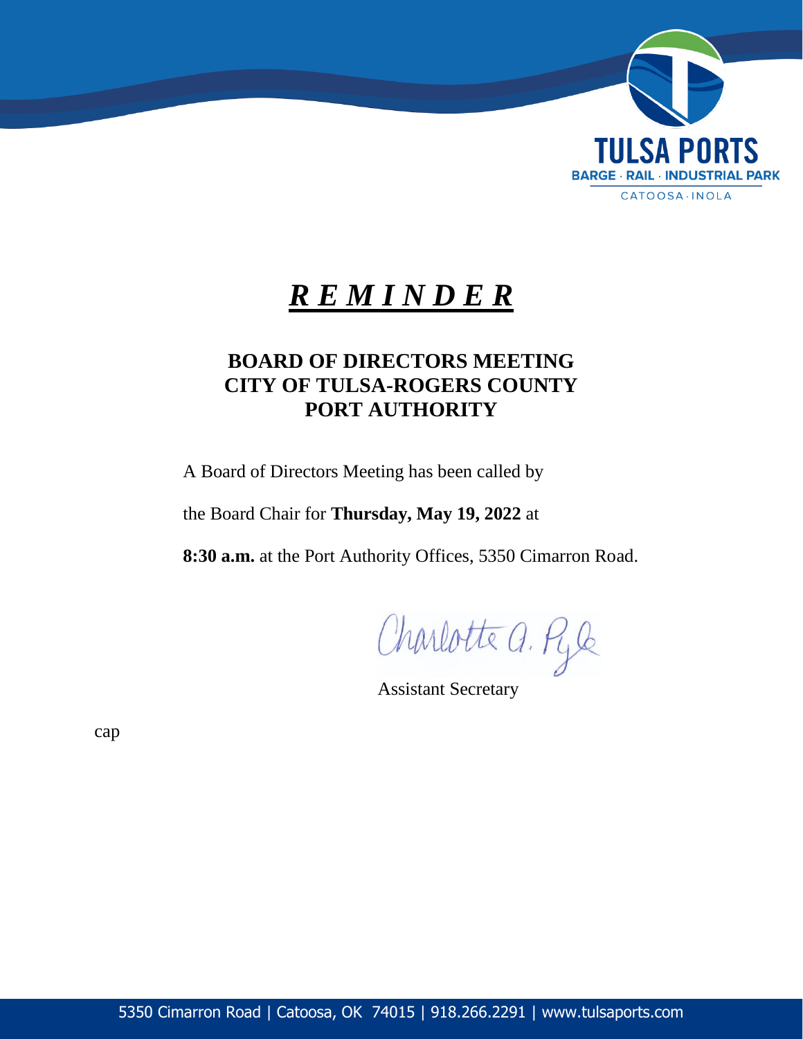# ***R E M I N D E R***

## BOARD OF DIRECTORS MEETING
## CITY OF TULSA-ROGERS COUNTY
## PORT AUTHORITY

A Board of Directors Meeting has been called by

the Board Chair for **Thursday, May 19, 2022** at

**8:30 a.m.** at the Port Authority Offices, 5350 Cimarron Road.

Charlotte A. Pyle

Assistant Secretary

cap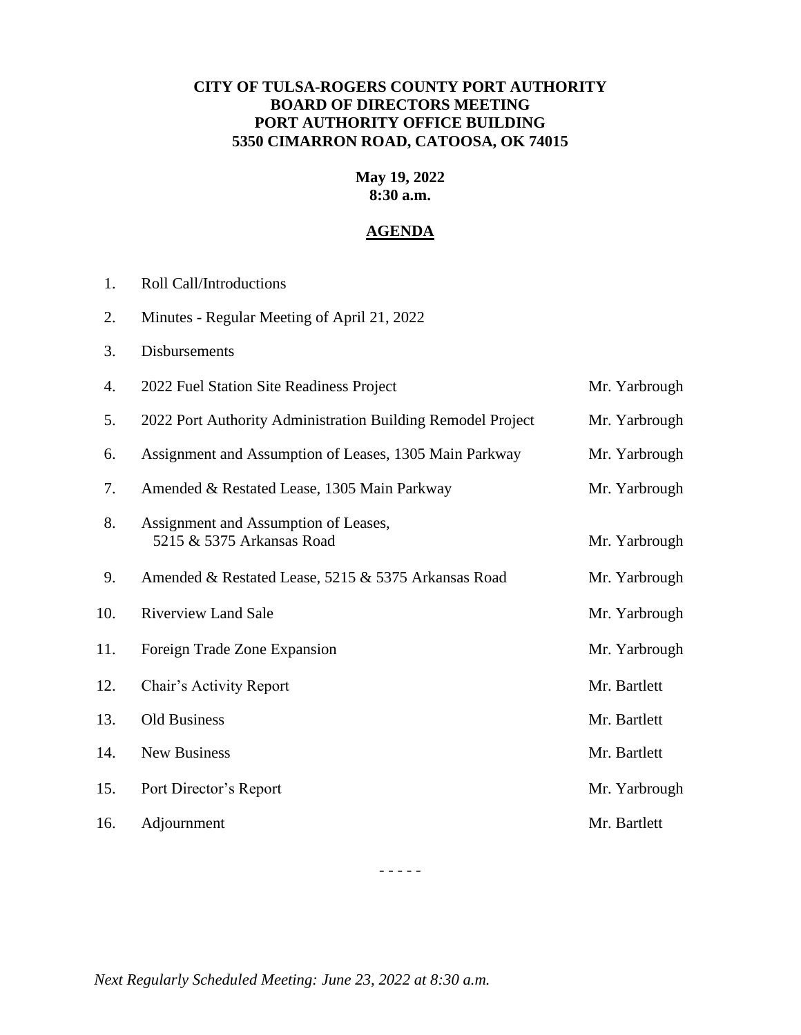**CITY OF TULSA-ROGERS COUNTY PORT AUTHORITY**
**BOARD OF DIRECTORS MEETING**
**PORT AUTHORITY OFFICE BUILDING**
**5350 CIMARRON ROAD, CATOOSA, OK 74015**

**May 19, 2022**
**8:30 a.m.**

## AGENDA

| | | |
|---|---|---|
| 1. | Roll Call/Introductions | |
| 2. | Minutes - Regular Meeting of April 21, 2022 | |
| 3. | Disbursements | |
| 4. | 2022 Fuel Station Site Readiness Project | Mr. Yarbrough |
| 5. | 2022 Port Authority Administration Building Remodel Project | Mr. Yarbrough |
| 6. | Assignment and Assumption of Leases, 1305 Main Parkway | Mr. Yarbrough |
| 7. | Amended & Restated Lease, 1305 Main Parkway | Mr. Yarbrough |
| 8. | Assignment and Assumption of Leases, 5215 & 5375 Arkansas Road | Mr. Yarbrough |
| 9. | Amended & Restated Lease, 5215 & 5375 Arkansas Road | Mr. Yarbrough |
| 10. | Riverview Land Sale | Mr. Yarbrough |
| 11. | Foreign Trade Zone Expansion | Mr. Yarbrough |
| 12. | Chair's Activity Report | Mr. Bartlett |
| 13. | Old Business | Mr. Bartlett |
| 14. | New Business | Mr. Bartlett |
| 15. | Port Director's Report | Mr. Yarbrough |
| 16. | Adjournment | Mr. Bartlett |

\- - - - -

*Next Regularly Scheduled Meeting: June 23, 2022 at 8:30 a.m.*